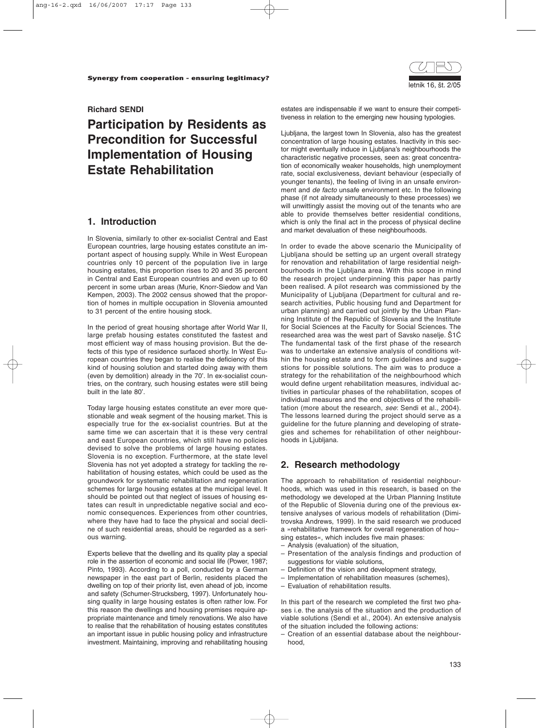**Richard SENDI**

# Participation by Residents as Precondition for Successful Implementation of Housing Estate Rehabilitation

## 1. Introduction

In Slovenia, similarly to other ex-socialist Central and East European countries, large housing estates constitute an important aspect of housing supply. While in West European countries only 10 percent of the population live in large housing estates, this proportion rises to 20 and 35 percent in Central and East European countries and even up to 60 percent in some urban areas (Murie, Knorr-Siedow and Van Kempen, 2003). The 2002 census showed that the proportion of homes in multiple occupation in Slovenia amounted to 31 percent of the entire housing stock.

In the period of great housing shortage after World War II, large prefab housing estates constituted the fastest and most efficient way of mass housing provision. But the defects of this type of residence surfaced shortly. In West European countries they began to realise the deficiency of this kind of housing solution and started doing away with them (even by demolition) already in the 70'. In ex-socialist countries, on the contrary, such housing estates were still being built in the late 80'.

Today large housing estates constitute an ever more questionable and weak segment of the housing market. This is especially true for the ex-socialist countries. But at the same time we can ascertain that it is these very central and east European countries, which still have no policies devised to solve the problems of large housing estates. Slovenia is no exception. Furthermore, at the state level Slovenia has not yet adopted a strategy for tackling the rehabilitation of housing estates, which could be used as the groundwork for systematic rehabilitation and regeneration schemes for large housing estates at the municipal level. It should be pointed out that neglect of issues of housing estates can result in unpredictable negative social and economic consequences. Experiences from other countries, where they have had to face the physical and social decline of such residential areas, should be regarded as a serious warning.

Experts believe that the dwelling and its quality play a special role in the assertion of economic and social life (Power, 1987; Pinto, 1993). According to a poll, conducted by a German newspaper in the east part of Berlin, residents placed the dwelling on top of their priority list, even ahead of job, income and safety (Schumer-Strucksberg, 1997). Unfortunately housing quality in large housing estates is often rather low. For this reason the dwellings and housing premises require appropriate maintenance and timely renovations. We also have to realise that the rehabilitation of housing estates constitutes an important issue in public housing policy and infrastructure investment. Maintaining, improving and rehabilitating housing estates are indispensable if we want to ensure their competitiveness in relation to the emerging new housing typologies.

Ljubljana, the largest town In Slovenia, also has the greatest concentration of large housing estates. Inactivity in this sector might eventually induce in Ljubljana's neighbourhoods the characteristic negative processes, seen as: great concentration of economically weaker households, high unemployment rate, social exclusiveness, deviant behaviour (especially of younger tenants), the feeling of living in an unsafe environment and *de facto* unsafe environment etc. In the following phase (if not already simultaneously to these processes) we will unwittingly assist the moving out of the tenants who are able to provide themselves better residential conditions, which is only the final act in the process of physical decline and market devaluation of these neighbourhoods.

In order to evade the above scenario the Municipality of Ljubljana should be setting up an urgent overall strategy for renovation and rehabilitation of large residential neighbourhoods in the Ljubljana area. With this scope in mind the research project underpinning this paper has partly been realised. A pilot research was commissioned by the Municipality of Ljubljana (Department for cultural and research activities, Public housing fund and Department for urban planning) and carried out jointly by the Urban Planning Institute of the Republic of Slovenia and the Institute for Social Sciences at the Faculty for Social Sciences. The researched area was the west part of Savsko naselje. Š1Ć The fundamental task of the first phase of the research was to undertake an extensive analysis of conditions within the housing estate and to form guidelines and suggestions for possible solutions. The aim was to produce a strategy for the rehabilitation of the neighbourhood which would define urgent rehabilitation measures, individual activities in particular phases of the rehabilitation, scopes of individual measures and the end objectives of the rehabilitation (more about the research, *see*: Sendi et al., 2004). The lessons learned during the project should serve as a guideline for the future planning and developing of strategies and schemes for rehabilitation of other neighbourhoods in Ljubljana.

## 2. Research methodology

The approach to rehabilitation of residential neighbourhoods, which was used in this research, is based on the methodology we developed at the Urban Planning Institute of the Republic of Slovenia during one of the previous extensive analyses of various models of rehabilitation (Dimitrovska Andrews, 1999). In the said research we produced a »rehabilitative framework for overall regeneration of housing estates«, which includes five main phases:

- Analysis (evaluation) of the situation,
- Presentation of the analysis findings and production of suggestions for viable solutions,
- Definition of the vision and development strategy,
- Implementation of rehabilitation measures (schemes),
- Evaluation of rehabilitation results.

In this part of the research we completed the first two phases i.e. the analysis of the situation and the production of viable solutions (Sendi et al., 2004). An extensive analysis of the situation included the following actions:

- Creation of an essential database about the neighbourhood,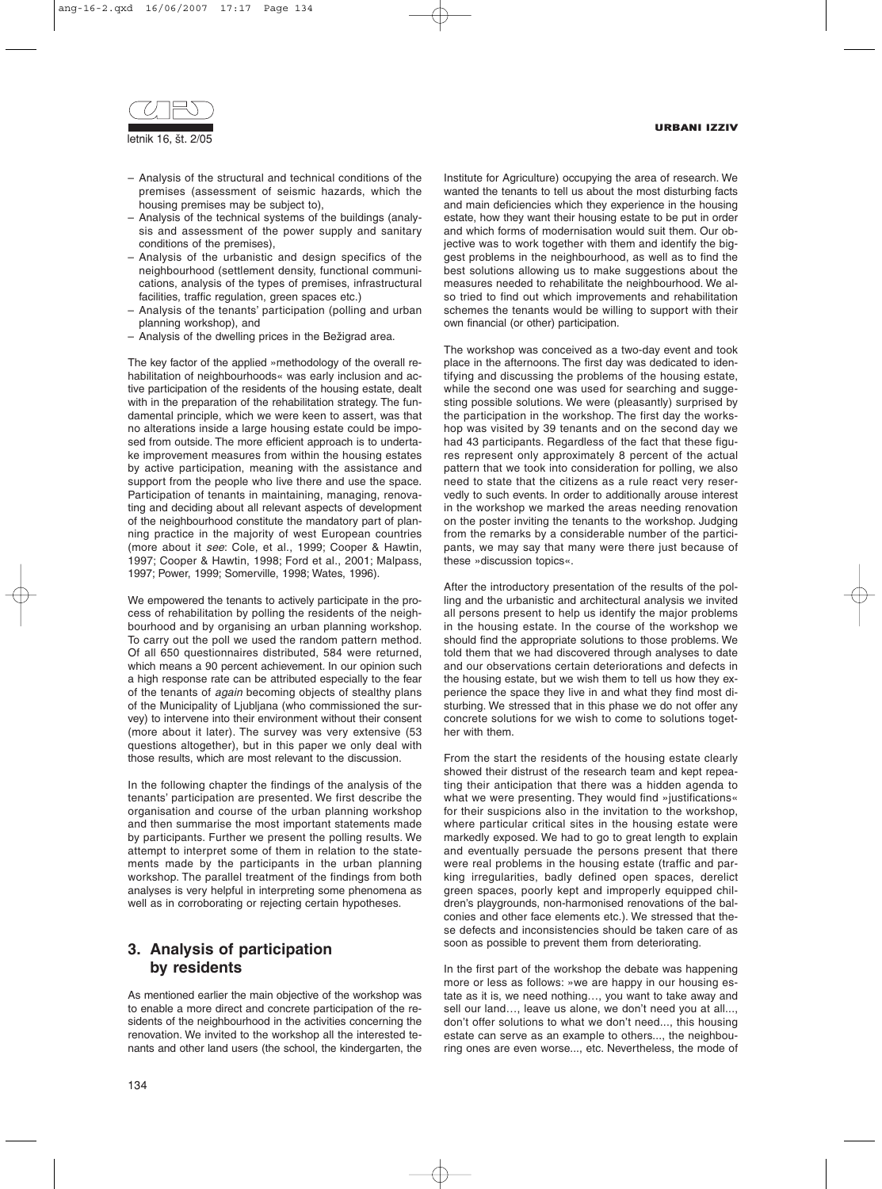- Analysis of the structural and technical conditions of the premises (assessment of seismic hazards, which the housing premises may be subject to),
- Analysis of the technical systems of the buildings (analysis and assessment of the power supply and sanitary conditions of the premises),
- Analysis of the urbanistic and design specifics of the neighbourhood (settlement density, functional communications, analysis of the types of premises, infrastructural facilities, traffic regulation, green spaces etc.)
- Analysis of the tenants' participation (polling and urban planning workshop), and
- Analysis of the dwelling prices in the Bežigrad area.

The key factor of the applied »methodology of the overall rehabilitation of neighbourhoods« was early inclusion and active participation of the residents of the housing estate, dealt with in the preparation of the rehabilitation strategy. The fundamental principle, which we were keen to assert, was that no alterations inside a large housing estate could be imposed from outside. The more efficient approach is to undertake improvement measures from within the housing estates by active participation, meaning with the assistance and support from the people who live there and use the space. Participation of tenants in maintaining, managing, renovating and deciding about all relevant aspects of development of the neighbourhood constitute the mandatory part of planning practice in the majority of west European countries (more about it *see*: Cole, et al., 1999; Cooper & Hawtin, 1997; Cooper & Hawtin, 1998; Ford et al., 2001; Malpass, 1997; Power, 1999; Somerville, 1998; Wates, 1996).

We empowered the tenants to actively participate in the process of rehabilitation by polling the residents of the neighbourhood and by organising an urban planning workshop. To carry out the poll we used the random pattern method. Of all 650 questionnaires distributed, 584 were returned, which means a 90 percent achievement. In our opinion such a high response rate can be attributed especially to the fear of the tenants of *again* becoming objects of stealthy plans of the Municipality of Ljubljana (who commissioned the survey) to intervene into their environment without their consent (more about it later). The survey was very extensive (53 questions altogether), but in this paper we only deal with those results, which are most relevant to the discussion.

In the following chapter the findings of the analysis of the tenants' participation are presented. We first describe the organisation and course of the urban planning workshop and then summarise the most important statements made by participants. Further we present the polling results. We attempt to interpret some of them in relation to the statements made by the participants in the urban planning workshop. The parallel treatment of the findings from both analyses is very helpful in interpreting some phenomena as well as in corroborating or rejecting certain hypotheses.

## 3. Analysis of participation by residents

As mentioned earlier the main objective of the workshop was to enable a more direct and concrete participation of the residents of the neighbourhood in the activities concerning the renovation. We invited to the workshop all the interested tenants and other land users (the school, the kindergarten, the Institute for Agriculture) occupying the area of research. We wanted the tenants to tell us about the most disturbing facts and main deficiencies which they experience in the housing estate, how they want their housing estate to be put in order and which forms of modernisation would suit them. Our objective was to work together with them and identify the biggest problems in the neighbourhood, as well as to find the best solutions allowing us to make suggestions about the measures needed to rehabilitate the neighbourhood. We also tried to find out which improvements and rehabilitation schemes the tenants would be willing to support with their own financial (or other) participation.

The workshop was conceived as a two-day event and took place in the afternoons. The first day was dedicated to identifying and discussing the problems of the housing estate, while the second one was used for searching and suggesting possible solutions. We were (pleasantly) surprised by the participation in the workshop. The first day the workshop was visited by 39 tenants and on the second day we had 43 participants. Regardless of the fact that these figures represent only approximately 8 percent of the actual pattern that we took into consideration for polling, we also need to state that the citizens as a rule react very reservedly to such events. In order to additionally arouse interest in the workshop we marked the areas needing renovation on the poster inviting the tenants to the workshop. Judging from the remarks by a considerable number of the participants, we may say that many were there just because of these »discussion topics«.

After the introductory presentation of the results of the polling and the urbanistic and architectural analysis we invited all persons present to help us identify the major problems in the housing estate. In the course of the workshop we should find the appropriate solutions to those problems. We told them that we had discovered through analyses to date and our observations certain deteriorations and defects in the housing estate, but we wish them to tell us how they experience the space they live in and what they find most disturbing. We stressed that in this phase we do not offer any concrete solutions for we wish to come to solutions together with them.

From the start the residents of the housing estate clearly showed their distrust of the research team and kept repeating their anticipation that there was a hidden agenda to what we were presenting. They would find »justifications« for their suspicions also in the invitation to the workshop, where particular critical sites in the housing estate were markedly exposed. We had to go to great length to explain and eventually persuade the persons present that there were real problems in the housing estate (traffic and parking irregularities, badly defined open spaces, derelict green spaces, poorly kept and improperly equipped children's playgrounds, non-harmonised renovations of the balconies and other face elements etc.). We stressed that these defects and inconsistencies should be taken care of as soon as possible to prevent them from deteriorating.

In the first part of the workshop the debate was happening more or less as follows: »we are happy in our housing estate as it is, we need nothing…, you want to take away and sell our land…, leave us alone, we don't need you at all..., don't offer solutions to what we don't need..., this housing estate can serve as an example to others..., the neighbouring ones are even worse..., etc. Nevertheless, the mode of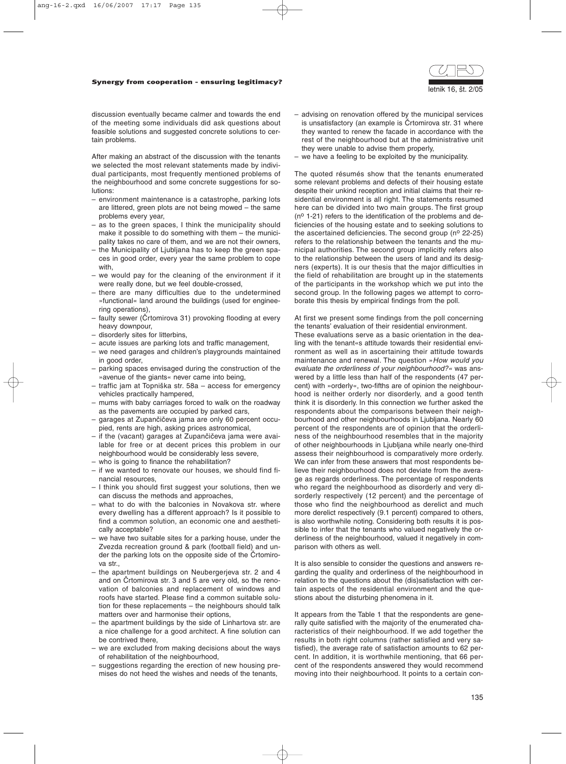discussion eventually became calmer and towards the end of the meeting some individuals did ask questions about feasible solutions and suggested concrete solutions to certain problems.

After making an abstract of the discussion with the tenants we selected the most relevant statements made by individual participants, most frequently mentioned problems of the neighbourhood and some concrete suggestions for solutions:

- environment maintenance is a catastrophe, parking lots are littered, green plots are not being mowed – the same problems every year,
- as to the green spaces, I think the municipality should make it possible to do something with them – the municipality takes no care of them, and we are not their owners,
- the Municipality of Ljubljana has to keep the green spaces in good order, every year the same problem to cope with,
- we would pay for the cleaning of the environment if it were really done, but we feel double-crossed,
- there are many difficulties due to the undetermined »functional« land around the buildings (used for engineering operations),
- faulty sewer (Črtomirova 31) provoking flooding at every heavy downpour,
- disorderly sites for litterbins,
- acute issues are parking lots and traffic management,
- we need garages and children's playgrounds maintained in good order,
- parking spaces envisaged during the construction of the »avenue of the giants« never came into being,
- traffic jam at Topniška str. 58a – access for emergency vehicles practically hampered,
- mums with baby carriages forced to walk on the roadway as the pavements are occupied by parked cars,
- garages at Zupančičeva jama are only 60 percent occupied, rents are high, asking prices astronomical,
- if the (vacant) garages at Zupančičeva jama were available for free or at decent prices this problem in our neighbourhood would be considerably less severe,
- who is going to finance the rehabilitation?
- if we wanted to renovate our houses, we should find financial resources,
- I think you should first suggest your solutions, then we can discuss the methods and approaches,
- what to do with the balconies in Novakova str. where every dwelling has a different approach? Is it possible to find a common solution, an economic one and aesthetically acceptable?
- we have two suitable sites for a parking house, under the Zvezda recreation ground & park (football field) and under the parking lots on the opposite side of the Črtomirova str.,
- the apartment buildings on Neubergerjeva str. 2 and 4 and on Črtomirova str. 3 and 5 are very old, so the renovation of balconies and replacement of windows and roofs have started. Please find a common suitable solution for these replacements – the neighbours should talk matters over and harmonise their options,
- the apartment buildings by the side of Linhartova str. are a nice challenge for a good architect. A fine solution can be contrived there,
- we are excluded from making decisions about the ways of rehabilitation of the neighbourhood,
- suggestions regarding the erection of new housing premises do not heed the wishes and needs of the tenants,
- advising on renovation offered by the municipal services is unsatisfactory (an example is Črtomirova str. 31 where they wanted to renew the facade in accordance with the rest of the neighbourhood but at the administrative unit they were unable to advise them properly,
- we have a feeling to be exploited by the municipality.

The quoted résumés show that the tenants enumerated some relevant problems and defects of their housing estate despite their unkind reception and initial claims that their residential environment is all right. The statements resumed here can be divided into two main groups. The first group (nº 1-21) refers to the identification of the problems and deficiencies of the housing estate and to seeking solutions to the ascertained deficiencies. The second group (nº 22-25) refers to the relationship between the tenants and the municipal authorities. The second group implicitly refers also to the relationship between the users of land and its designers (experts). It is our thesis that the major difficulties in the field of rehabilitation are brought up in the statements of the participants in the workshop which we put into the second group. In the following pages we attempt to corroborate this thesis by empirical findings from the poll.

At first we present some findings from the poll concerning the tenants' evaluation of their residential environment.

These evaluations serve as a basic orientation in the dealing with the tenant«s attitude towards their residential environment as well as in ascertaining their attitude towards maintenance and renewal. The question »*How would you evaluate the orderliness of your neighbourhood?*« was answered by a little less than half of the respondents (47 percent) with »orderly«, two-fifths are of opinion the neighbourhood is neither orderly nor disorderly, and a good tenth think it is disorderly. In this connection we further asked the respondents about the comparisons between their neighbourhood and other neighbourhoods in Ljubljana. Nearly 60 percent of the respondents are of opinion that the orderliness of the neighbourhood resembles that in the majority of other neighbourhoods in Ljubljana while nearly one-third assess their neighbourhood is comparatively more orderly. We can infer from these answers that most respondents believe their neighbourhood does not deviate from the average as regards orderliness. The percentage of respondents who regard the neighbourhood as disorderly and very disorderly respectively (12 percent) and the percentage of those who find the neighbourhood as derelict and much more derelict respectively (9.1 percent) compared to others, is also worthwhile noting. Considering both results it is possible to infer that the tenants who valued negatively the orderliness of the neighbourhood, valued it negatively in comparison with others as well.

It is also sensible to consider the questions and answers regarding the quality and orderliness of the neighbourhood in relation to the questions about the (dis)satisfaction with certain aspects of the residential environment and the questions about the disturbing phenomena in it.

It appears from the Table 1 that the respondents are generally quite satisfied with the majority of the enumerated characteristics of their neighbourhood. If we add together the results in both right columns (rather satisfied and very satisfied), the average rate of satisfaction amounts to 62 percent. In addition, it is worthwhile mentioning, that 66 percent of the respondents answered they would recommend moving into their neighbourhood. It points to a certain con-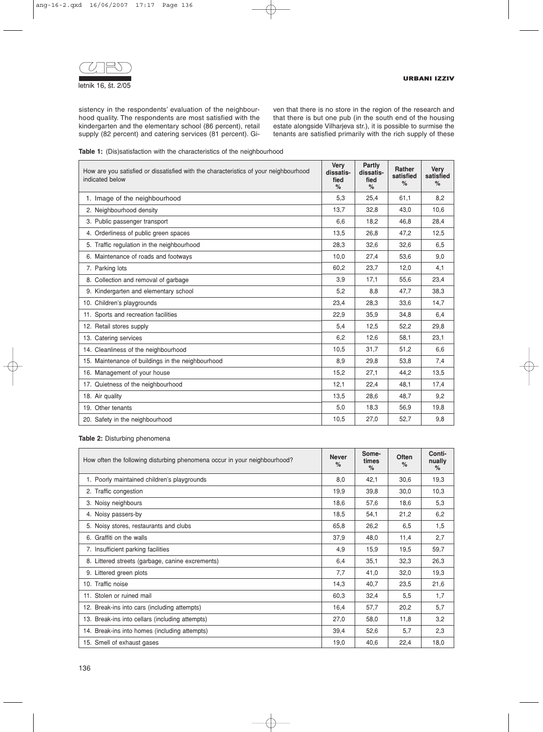sistency in the respondents' evaluation of the neighbourhood quality. The respondents are most satisfied with the kindergarten and the elementary school (86 percent), retail supply (82 percent) and catering services (81 percent). Given that there is no store in the region of the research and that there is but one pub (in the south end of the housing estate alongside Vilharjeva str.), it is possible to surmise the tenants are satisfied primarily with the rich supply of these

**Table 1:** (Dis)satisfaction with the characteristics of the neighbourhood

| How are you satisfied or dissatisfied with the characteristics of your neighbourhood indicated below | Very dissatisfied % | Partly dissatisfied % | Rather satisfied % | Very satisfied % |
|---|---|---|---|---|
| 1. Image of the neighbourhood | 5,3 | 25,4 | 61,1 | 8,2 |
| 2. Neighbourhood density | 13,7 | 32,8 | 43,0 | 10,6 |
| 3. Public passenger transport | 6,6 | 18,2 | 46,8 | 28,4 |
| 4. Orderliness of public green spaces | 13,5 | 26,8 | 47,2 | 12,5 |
| 5. Traffic regulation in the neighbourhood | 28,3 | 32,6 | 32,6 | 6,5 |
| 6. Maintenance of roads and footways | 10,0 | 27,4 | 53,6 | 9,0 |
| 7. Parking lots | 60,2 | 23,7 | 12,0 | 4,1 |
| 8. Collection and removal of garbage | 3,9 | 17,1 | 55,6 | 23,4 |
| 9. Kindergarten and elementary school | 5,2 | 8,8 | 47,7 | 38,3 |
| 10. Children's playgrounds | 23,4 | 28,3 | 33,6 | 14,7 |
| 11. Sports and recreation facilities | 22,9 | 35,9 | 34,8 | 6,4 |
| 12. Retail stores supply | 5,4 | 12,5 | 52,2 | 29,8 |
| 13. Catering services | 6,2 | 12,6 | 58,1 | 23,1 |
| 14. Cleanliness of the neighbourhood | 10,5 | 31,7 | 51,2 | 6,6 |
| 15. Maintenance of buildings in the neighbourhood | 8,9 | 29,8 | 53,8 | 7,4 |
| 16. Management of your house | 15,2 | 27,1 | 44,2 | 13,5 |
| 17. Quietness of the neighbourhood | 12,1 | 22,4 | 48,1 | 17,4 |
| 18. Air quality | 13,5 | 28,6 | 48,7 | 9,2 |
| 19. Other tenants | 5,0 | 18,3 | 56,9 | 19,8 |
| 20. Safety in the neighbourhood | 10,5 | 27,0 | 52,7 | 9,8 |

**Table 2:** Disturbing phenomena

| How often the following disturbing phenomena occur in your neighbourhood? | Never % | Sometimes % | Often % | Continually % |
|---|---|---|---|---|
| 1. Poorly maintained children's playgrounds | 8,0 | 42,1 | 30,6 | 19,3 |
| 2. Traffic congestion | 19,9 | 39,8 | 30,0 | 10,3 |
| 3. Noisy neighbours | 18,6 | 57,6 | 18,6 | 5,3 |
| 4. Noisy passers-by | 18,5 | 54,1 | 21,2 | 6,2 |
| 5. Noisy stores, restaurants and clubs | 65,8 | 26,2 | 6,5 | 1,5 |
| 6. Graffiti on the walls | 37,9 | 48,0 | 11,4 | 2,7 |
| 7. Insufficient parking facilities | 4,9 | 15,9 | 19,5 | 59,7 |
| 8. Littered streets (garbage, canine excrements) | 6,4 | 35,1 | 32,3 | 26,3 |
| 9. Littered green plots | 7,7 | 41,0 | 32,0 | 19,3 |
| 10. Traffic noise | 14,3 | 40,7 | 23,5 | 21,6 |
| 11. Stolen or ruined mail | 60,3 | 32,4 | 5,5 | 1,7 |
| 12. Break-ins into cars (including attempts) | 16,4 | 57,7 | 20,2 | 5,7 |
| 13. Break-ins into cellars (including attempts) | 27,0 | 58,0 | 11,8 | 3,2 |
| 14. Break-ins into homes (including attempts) | 39,4 | 52,6 | 5,7 | 2,3 |
| 15. Smell of exhaust gases | 19,0 | 40,6 | 22,4 | 18,0 |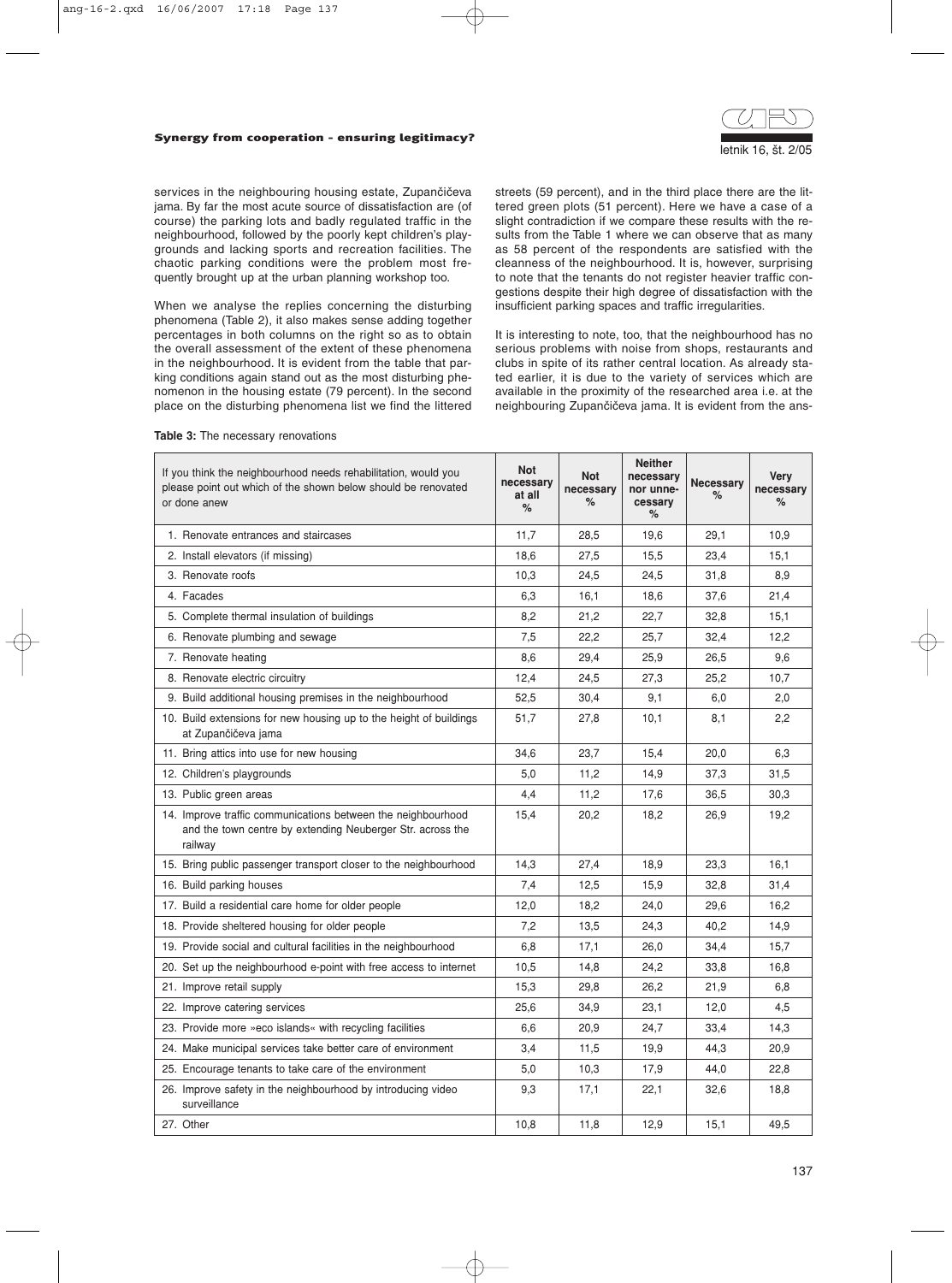services in the neighbouring housing estate, Zupančičeva jama. By far the most acute source of dissatisfaction are (of course) the parking lots and badly regulated traffic in the neighbourhood, followed by the poorly kept children's playgrounds and lacking sports and recreation facilities. The chaotic parking conditions were the problem most frequently brought up at the urban planning workshop too.

When we analyse the replies concerning the disturbing phenomena (Table 2), it also makes sense adding together percentages in both columns on the right so as to obtain the overall assessment of the extent of these phenomena in the neighbourhood. It is evident from the table that parking conditions again stand out as the most disturbing phenomenon in the housing estate (79 percent). In the second place on the disturbing phenomena list we find the littered streets (59 percent), and in the third place there are the littered green plots (51 percent). Here we have a case of a slight contradiction if we compare these results with the results from the Table 1 where we can observe that as many as 58 percent of the respondents are satisfied with the cleanness of the neighbourhood. It is, however, surprising to note that the tenants do not register heavier traffic congestions despite their high degree of dissatisfaction with the insufficient parking spaces and traffic irregularities.

It is interesting to note, too, that the neighbourhood has no serious problems with noise from shops, restaurants and clubs in spite of its rather central location. As already stated earlier, it is due to the variety of services which are available in the proximity of the researched area i.e. at the neighbouring Zupančičeva jama. It is evident from the ans-

**Table 3:** The necessary renovations

| If you think the neighbourhood needs rehabilitation, would you please point out which of the shown below should be renovated or done anew | Not necessary at all % | Not necessary % | Neither necessary nor unnecessary % | Necessary % | Very necessary % |
|---|---|---|---|---|---|
| 1. Renovate entrances and staircases | 11,7 | 28,5 | 19,6 | 29,1 | 10,9 |
| 2. Install elevators (if missing) | 18,6 | 27,5 | 15,5 | 23,4 | 15,1 |
| 3. Renovate roofs | 10,3 | 24,5 | 24,5 | 31,8 | 8,9 |
| 4. Facades | 6,3 | 16,1 | 18,6 | 37,6 | 21,4 |
| 5. Complete thermal insulation of buildings | 8,2 | 21,2 | 22,7 | 32,8 | 15,1 |
| 6. Renovate plumbing and sewage | 7,5 | 22,2 | 25,7 | 32,4 | 12,2 |
| 7. Renovate heating | 8,6 | 29,4 | 25,9 | 26,5 | 9,6 |
| 8. Renovate electric circuitry | 12,4 | 24,5 | 27,3 | 25,2 | 10,7 |
| 9. Build additional housing premises in the neighbourhood | 52,5 | 30,4 | 9,1 | 6,0 | 2,0 |
| 10. Build extensions for new housing up to the height of buildings at Zupančičeva jama | 51,7 | 27,8 | 10,1 | 8,1 | 2,2 |
| 11. Bring attics into use for new housing | 34,6 | 23,7 | 15,4 | 20,0 | 6,3 |
| 12. Children's playgrounds | 5,0 | 11,2 | 14,9 | 37,3 | 31,5 |
| 13. Public green areas | 4,4 | 11,2 | 17,6 | 36,5 | 30,3 |
| 14. Improve traffic communications between the neighbourhood and the town centre by extending Neuberger Str. across the railway | 15,4 | 20,2 | 18,2 | 26,9 | 19,2 |
| 15. Bring public passenger transport closer to the neighbourhood | 14,3 | 27,4 | 18,9 | 23,3 | 16,1 |
| 16. Build parking houses | 7,4 | 12,5 | 15,9 | 32,8 | 31,4 |
| 17. Build a residential care home for older people | 12,0 | 18,2 | 24,0 | 29,6 | 16,2 |
| 18. Provide sheltered housing for older people | 7,2 | 13,5 | 24,3 | 40,2 | 14,9 |
| 19. Provide social and cultural facilities in the neighbourhood | 6,8 | 17,1 | 26,0 | 34,4 | 15,7 |
| 20. Set up the neighbourhood e-point with free access to internet | 10,5 | 14,8 | 24,2 | 33,8 | 16,8 |
| 21. Improve retail supply | 15,3 | 29,8 | 26,2 | 21,9 | 6,8 |
| 22. Improve catering services | 25,6 | 34,9 | 23,1 | 12,0 | 4,5 |
| 23. Provide more »eco islands« with recycling facilities | 6,6 | 20,9 | 24,7 | 33,4 | 14,3 |
| 24. Make municipal services take better care of environment | 3,4 | 11,5 | 19,9 | 44,3 | 20,9 |
| 25. Encourage tenants to take care of the environment | 5,0 | 10,3 | 17,9 | 44,0 | 22,8 |
| 26. Improve safety in the neighbourhood by introducing video surveillance | 9,3 | 17,1 | 22,1 | 32,6 | 18,8 |
| 27. Other | 10,8 | 11,8 | 12,9 | 15,1 | 49,5 |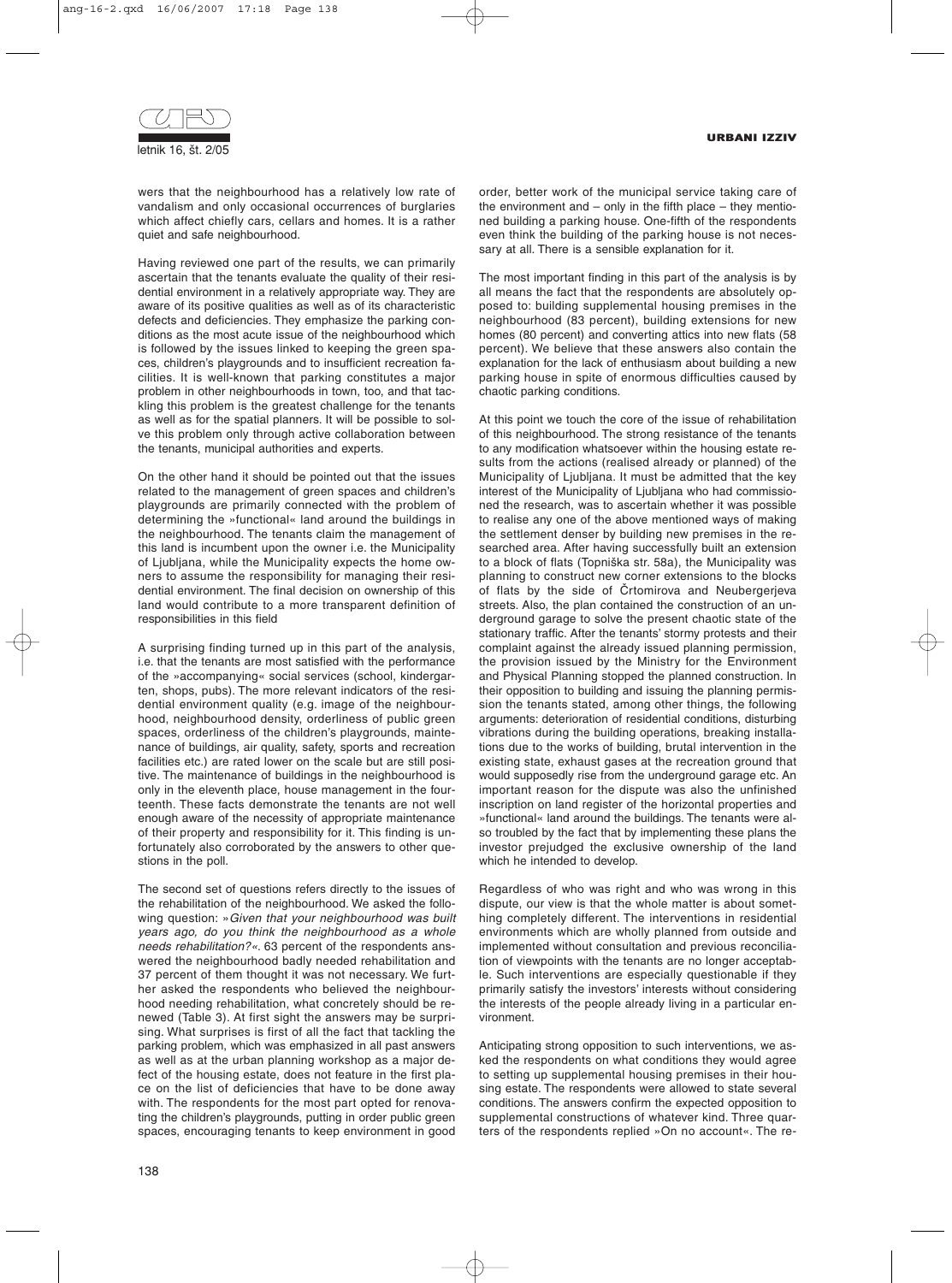wers that the neighbourhood has a relatively low rate of vandalism and only occasional occurrences of burglaries which affect chiefly cars, cellars and homes. It is a rather quiet and safe neighbourhood.

Having reviewed one part of the results, we can primarily ascertain that the tenants evaluate the quality of their residential environment in a relatively appropriate way. They are aware of its positive qualities as well as of its characteristic defects and deficiencies. They emphasize the parking conditions as the most acute issue of the neighbourhood which is followed by the issues linked to keeping the green spaces, children's playgrounds and to insufficient recreation facilities. It is well-known that parking constitutes a major problem in other neighbourhoods in town, too, and that tackling this problem is the greatest challenge for the tenants as well as for the spatial planners. It will be possible to solve this problem only through active collaboration between the tenants, municipal authorities and experts.

On the other hand it should be pointed out that the issues related to the management of green spaces and children's playgrounds are primarily connected with the problem of determining the »functional« land around the buildings in the neighbourhood. The tenants claim the management of this land is incumbent upon the owner i.e. the Municipality of Ljubljana, while the Municipality expects the home owners to assume the responsibility for managing their residential environment. The final decision on ownership of this land would contribute to a more transparent definition of responsibilities in this field

A surprising finding turned up in this part of the analysis, i.e. that the tenants are most satisfied with the performance of the »accompanying« social services (school, kindergarten, shops, pubs). The more relevant indicators of the residential environment quality (e.g. image of the neighbourhood, neighbourhood density, orderliness of public green spaces, orderliness of the children's playgrounds, maintenance of buildings, air quality, safety, sports and recreation facilities etc.) are rated lower on the scale but are still positive. The maintenance of buildings in the neighbourhood is only in the eleventh place, house management in the fourteenth. These facts demonstrate the tenants are not well enough aware of the necessity of appropriate maintenance of their property and responsibility for it. This finding is unfortunately also corroborated by the answers to other questions in the poll.

The second set of questions refers directly to the issues of the rehabilitation of the neighbourhood. We asked the following question: »*Given that your neighbourhood was built years ago, do you think the neighbourhood as a whole needs rehabilitation?*«. 63 percent of the respondents answered the neighbourhood badly needed rehabilitation and 37 percent of them thought it was not necessary. We further asked the respondents who believed the neighbourhood needing rehabilitation, what concretely should be renewed (Table 3). At first sight the answers may be surprising. What surprises is first of all the fact that tackling the parking problem, which was emphasized in all past answers as well as at the urban planning workshop as a major defect of the housing estate, does not feature in the first place on the list of deficiencies that have to be done away with. The respondents for the most part opted for renovating the children's playgrounds, putting in order public green spaces, encouraging tenants to keep environment in good order, better work of the municipal service taking care of the environment and – only in the fifth place – they mentioned building a parking house. One-fifth of the respondents even think the building of the parking house is not necessary at all. There is a sensible explanation for it.

The most important finding in this part of the analysis is by all means the fact that the respondents are absolutely opposed to: building supplemental housing premises in the neighbourhood (83 percent), building extensions for new homes (80 percent) and converting attics into new flats (58 percent). We believe that these answers also contain the explanation for the lack of enthusiasm about building a new parking house in spite of enormous difficulties caused by chaotic parking conditions.

At this point we touch the core of the issue of rehabilitation of this neighbourhood. The strong resistance of the tenants to any modification whatsoever within the housing estate results from the actions (realised already or planned) of the Municipality of Ljubljana. It must be admitted that the key interest of the Municipality of Ljubljana who had commissioned the research, was to ascertain whether it was possible to realise any one of the above mentioned ways of making the settlement denser by building new premises in the researched area. After having successfully built an extension to a block of flats (Topniška str. 58a), the Municipality was planning to construct new corner extensions to the blocks of flats by the side of Čtomirova and Neubergerjeva streets. Also, the plan contained the construction of an underground garage to solve the present chaotic state of the stationary traffic. After the tenants' stormy protests and their complaint against the already issued planning permission, the provision issued by the Ministry for the Environment and Physical Planning stopped the planned construction. In their opposition to building and issuing the planning permission the tenants stated, among other things, the following arguments: deterioration of residential conditions, disturbing vibrations during the building operations, breaking installations due to the works of building, brutal intervention in the existing state, exhaust gases at the recreation ground that would supposedly rise from the underground garage etc. An important reason for the dispute was also the unfinished inscription on land register of the horizontal properties and »functional« land around the buildings. The tenants were also troubled by the fact that by implementing these plans the investor prejudged the exclusive ownership of the land which he intended to develop.

Regardless of who was right and who was wrong in this dispute, our view is that the whole matter is about something completely different. The interventions in residential environments which are wholly planned from outside and implemented without consultation and previous reconciliation of viewpoints with the tenants are no longer acceptable. Such interventions are especially questionable if they primarily satisfy the investors' interests without considering the interests of the people already living in a particular environment.

Anticipating strong opposition to such interventions, we asked the respondents on what conditions they would agree to setting up supplemental housing premises in their housing estate. The respondents were allowed to state several conditions. The answers confirm the expected opposition to supplemental constructions of whatever kind. Three quarters of the respondents replied »On no account«. The re-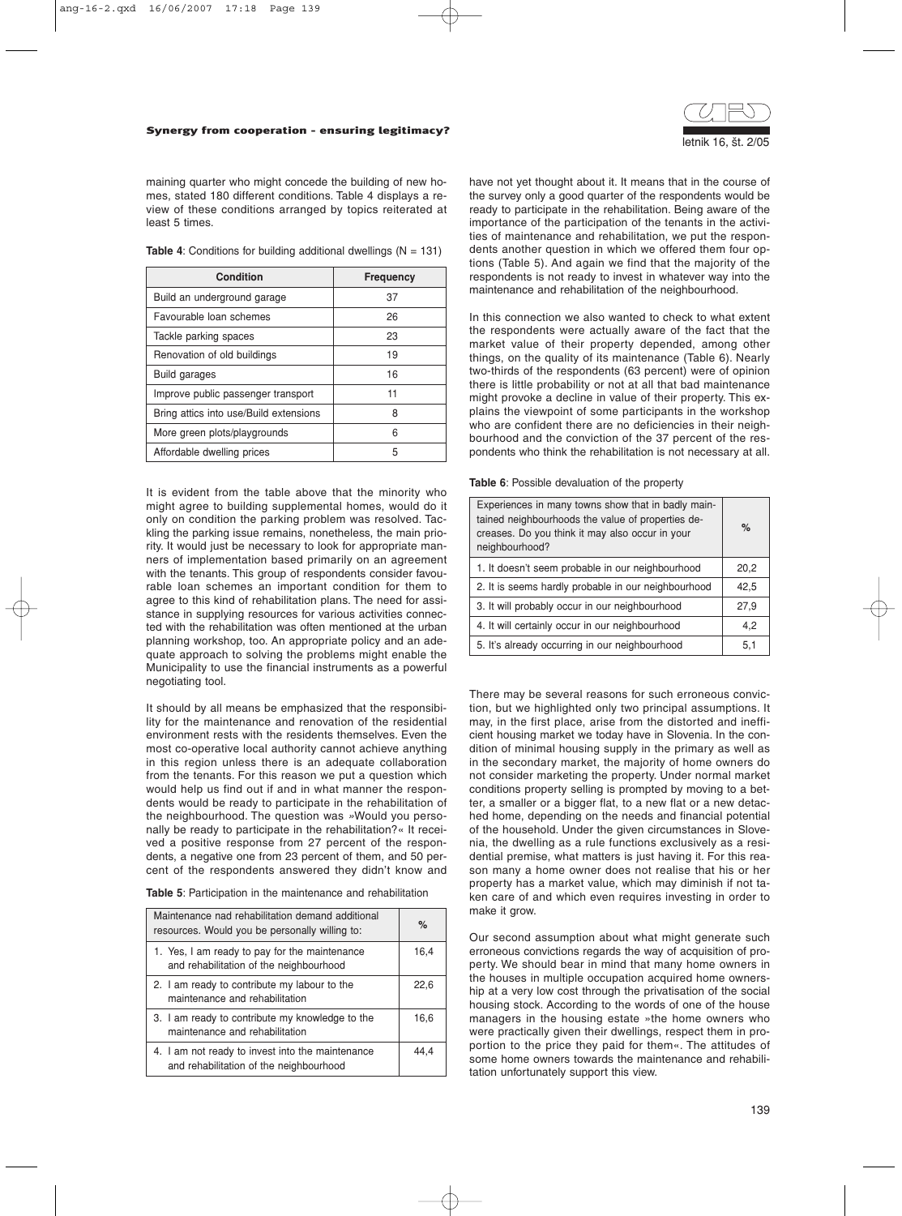maining quarter who might concede the building of new homes, stated 180 different conditions. Table 4 displays a review of these conditions arranged by topics reiterated at least 5 times.

**Table 4**: Conditions for building additional dwellings (N = 131)

| Condition | Frequency |
|---|---|
| Build an underground garage | 37 |
| Favourable loan schemes | 26 |
| Tackle parking spaces | 23 |
| Renovation of old buildings | 19 |
| Build garages | 16 |
| Improve public passenger transport | 11 |
| Bring attics into use/Build extensions | 8 |
| More green plots/playgrounds | 6 |
| Affordable dwelling prices | 5 |

It is evident from the table above that the minority who might agree to building supplemental homes, would do it only on condition the parking problem was resolved. Tackling the parking issue remains, nonetheless, the main priority. It would just be necessary to look for appropriate manners of implementation based primarily on an agreement with the tenants. This group of respondents consider favourable loan schemes an important condition for them to agree to this kind of rehabilitation plans. The need for assistance in supplying resources for various activities connected with the rehabilitation was often mentioned at the urban planning workshop, too. An appropriate policy and an adequate approach to solving the problems might enable the Municipality to use the financial instruments as a powerful negotiating tool.

It should by all means be emphasized that the responsibility for the maintenance and renovation of the residential environment rests with the residents themselves. Even the most co-operative local authority cannot achieve anything in this region unless there is an adequate collaboration from the tenants. For this reason we put a question which would help us find out if and in what manner the respondents would be ready to participate in the rehabilitation of the neighbourhood. The question was »Would you personally be ready to participate in the rehabilitation?« It received a positive response from 27 percent of the respondents, a negative one from 23 percent of them, and 50 percent of the respondents answered they didn't know and have not yet thought about it. It means that in the course of the survey only a good quarter of the respondents would be ready to participate in the rehabilitation. Being aware of the importance of the participation of the tenants in the activities of maintenance and rehabilitation, we put the respondents another question in which we offered them four options (Table 5). And again we find that the majority of the respondents is not ready to invest in whatever way into the maintenance and rehabilitation of the neighbourhood.

**Table 5**: Participation in the maintenance and rehabilitation

| Maintenance nad rehabilitation demand additional resources. Would you be personally willing to: | % |
|---|---|
| 1. Yes, I am ready to pay for the maintenance and rehabilitation of the neighbourhood | 16,4 |
| 2. I am ready to contribute my labour to the maintenance and rehabilitation | 22,6 |
| 3. I am ready to contribute my knowledge to the maintenance and rehabilitation | 16,6 |
| 4. I am not ready to invest into the maintenance and rehabilitation of the neighbourhood | 44,4 |

In this connection we also wanted to check to what extent the respondents were actually aware of the fact that the market value of their property depended, among other things, on the quality of its maintenance (Table 6). Nearly two-thirds of the respondents (63 percent) were of opinion there is little probability or not at all that bad maintenance might provoke a decline in value of their property. This explains the viewpoint of some participants in the workshop who are confident there are no deficiencies in their neighbourhood and the conviction of the 37 percent of the respondents who think the rehabilitation is not necessary at all.

**Table 6**: Possible devaluation of the property

| Experiences in many towns show that in badly maintained neighbourhoods the value of properties decreases. Do you think it may also occur in your neighbourhood? | % |
|---|---|
| 1. It doesn't seem probable in our neighbourhood | 20,2 |
| 2. It is seems hardly probable in our neighbourhood | 42,5 |
| 3. It will probably occur in our neighbourhood | 27,9 |
| 4. It will certainly occur in our neighbourhood | 4,2 |
| 5. It's already occurring in our neighbourhood | 5,1 |

There may be several reasons for such erroneous conviction, but we highlighted only two principal assumptions. It may, in the first place, arise from the distorted and inefficient housing market we today have in Slovenia. In the condition of minimal housing supply in the primary as well as in the secondary market, the majority of home owners do not consider marketing the property. Under normal market conditions property selling is prompted by moving to a better, a smaller or a bigger flat, to a new flat or a new detached home, depending on the needs and financial potential of the household. Under the given circumstances in Slovenia, the dwelling as a rule functions exclusively as a residential premise, what matters is just having it. For this reason many a home owner does not realise that his or her property has a market value, which may diminish if not taken care of and which even requires investing in order to make it grow.

Our second assumption about what might generate such erroneous convictions regards the way of acquisition of property. We should bear in mind that many home owners in the houses in multiple occupation acquired home ownership at a very low cost through the privatisation of the social housing stock. According to the words of one of the house managers in the housing estate »the home owners who were practically given their dwellings, respect them in proportion to the price they paid for them«. The attitudes of some home owners towards the maintenance and rehabilitation unfortunately support this view.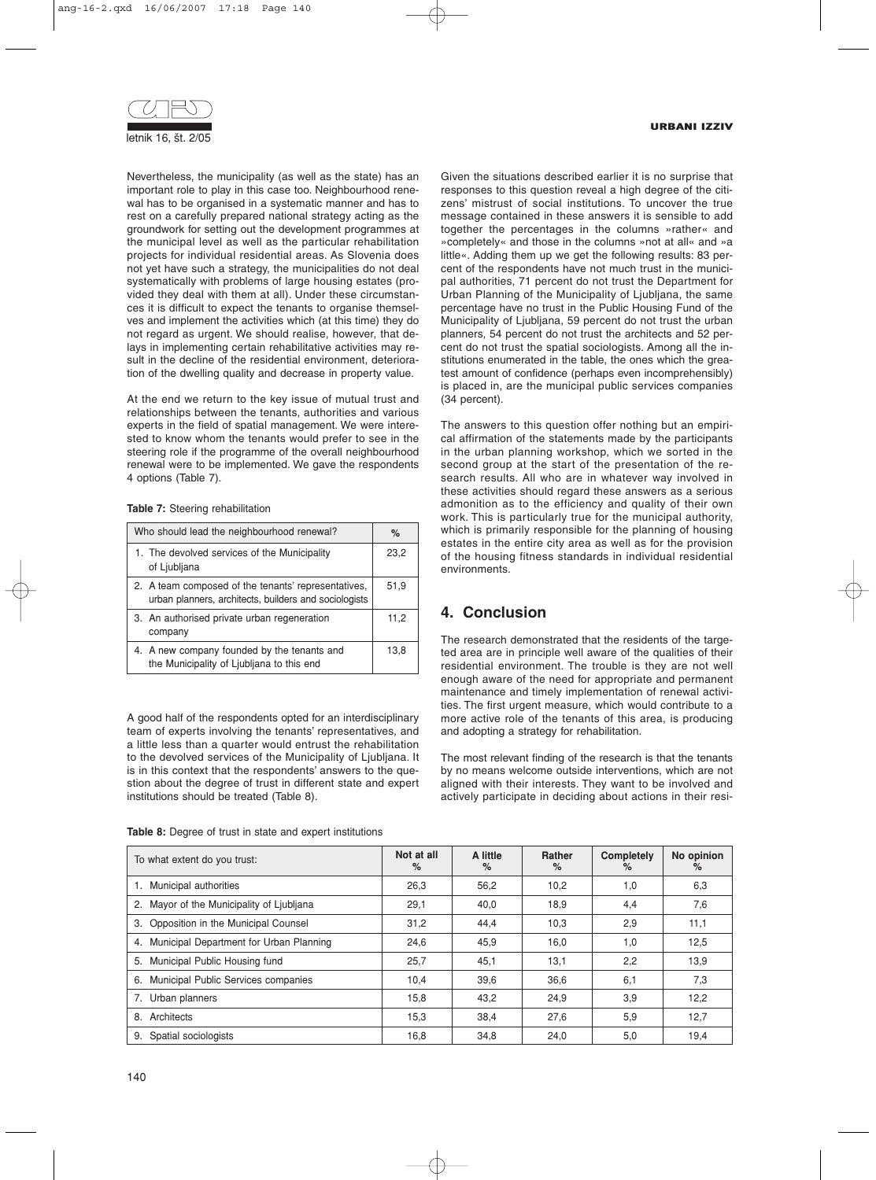Nevertheless, the municipality (as well as the state) has an important role to play in this case too. Neighbourhood renewal has to be organised in a systematic manner and has to rest on a carefully prepared national strategy acting as the groundwork for setting out the development programmes at the municipal level as well as the particular rehabilitation projects for individual residential areas. As Slovenia does not yet have such a strategy, the municipalities do not deal systematically with problems of large housing estates (provided they deal with them at all). Under these circumstances it is difficult to expect the tenants to organise themselves and implement the activities which (at this time) they do not regard as urgent. We should realise, however, that delays in implementing certain rehabilitative activities may result in the decline of the residential environment, deterioration of the dwelling quality and decrease in property value.

At the end we return to the key issue of mutual trust and relationships between the tenants, authorities and various experts in the field of spatial management. We were interested to know whom the tenants would prefer to see in the steering role if the programme of the overall neighbourhood renewal were to be implemented. We gave the respondents 4 options (Table 7).

**Table 7:** Steering rehabilitation

| Who should lead the neighbourhood renewal? | % |
|---|---|
| 1. The devolved services of the Municipality of Ljubljana | 23,2 |
| 2. A team composed of the tenants' representatives, urban planners, architects, builders and sociologists | 51,9 |
| 3. An authorised private urban regeneration company | 11,2 |
| 4. A new company founded by the tenants and the Municipality of Ljubljana to this end | 13,8 |

A good half of the respondents opted for an interdisciplinary team of experts involving the tenants' representatives, and a little less than a quarter would entrust the rehabilitation to the devolved services of the Municipality of Ljubljana. It is in this context that the respondents' answers to the question about the degree of trust in different state and expert institutions should be treated (Table 8).

Given the situations described earlier it is no surprise that responses to this question reveal a high degree of the citizens' mistrust of social institutions. To uncover the true message contained in these answers it is sensible to add together the percentages in the columns »rather« and »completely« and those in the columns »not at all« and »a little«. Adding them up we get the following results: 83 percent of the respondents have not much trust in the municipal authorities, 71 percent do not trust the Department for Urban Planning of the Municipality of Ljubljana, the same percentage have no trust in the Public Housing Fund of the Municipality of Ljubljana, 59 percent do not trust the urban planners, 54 percent do not trust the architects and 52 percent do not trust the spatial sociologists. Among all the institutions enumerated in the table, the ones which the greatest amount of confidence (perhaps even incomprehensibly) is placed in, are the municipal public services companies (34 percent).

The answers to this question offer nothing but an empirical affirmation of the statements made by the participants in the urban planning workshop, which we sorted in the second group at the start of the presentation of the research results. All who are in whatever way involved in these activities should regard these answers as a serious admonition as to the efficiency and quality of their own work. This is particularly true for the municipal authority, which is primarily responsible for the planning of housing estates in the entire city area as well as for the provision of the housing fitness standards in individual residential environments.

## 4. Conclusion

The research demonstrated that the residents of the targeted area are in principle well aware of the qualities of their residential environment. The trouble is they are not well enough aware of the need for appropriate and permanent maintenance and timely implementation of renewal activities. The first urgent measure, which would contribute to a more active role of the tenants of this area, is producing and adopting a strategy for rehabilitation.

The most relevant finding of the research is that the tenants by no means welcome outside interventions, which are not aligned with their interests. They want to be involved and actively participate in deciding about actions in their resi-

**Table 8:** Degree of trust in state and expert institutions

| To what extent do you trust: | Not at all % | A little % | Rather % | Completely % | No opinion % |
|---|---|---|---|---|---|
| 1. Municipal authorities | 26,3 | 56,2 | 10,2 | 1,0 | 6,3 |
| 2. Mayor of the Municipality of Ljubljana | 29,1 | 40,0 | 18,9 | 4,4 | 7,6 |
| 3. Opposition in the Municipal Counsel | 31,2 | 44,4 | 10,3 | 2,9 | 11,1 |
| 4. Municipal Department for Urban Planning | 24,6 | 45,9 | 16,0 | 1,0 | 12,5 |
| 5. Municipal Public Housing fund | 25,7 | 45,1 | 13,1 | 2,2 | 13,9 |
| 6. Municipal Public Services companies | 10,4 | 39,6 | 36,6 | 6,1 | 7,3 |
| 7. Urban planners | 15,8 | 43,2 | 24,9 | 3,9 | 12,2 |
| 8. Architects | 15,3 | 38,4 | 27,6 | 5,9 | 12,7 |
| 9. Spatial sociologists | 16,8 | 34,8 | 24,0 | 5,0 | 19,4 |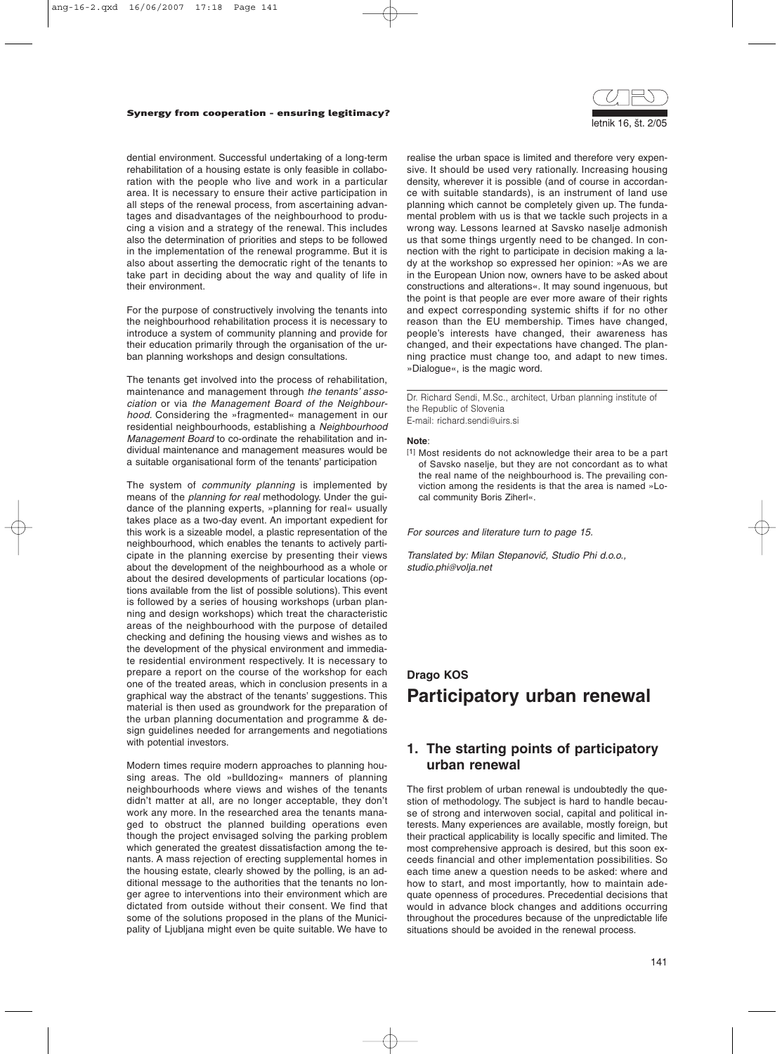dential environment. Successful undertaking of a long-term rehabilitation of a housing estate is only feasible in collaboration with the people who live and work in a particular area. It is necessary to ensure their active participation in all steps of the renewal process, from ascertaining advantages and disadvantages of the neighbourhood to producing a vision and a strategy of the renewal. This includes also the determination of priorities and steps to be followed in the implementation of the renewal programme. But it is also about asserting the democratic right of the tenants to take part in deciding about the way and quality of life in their environment.

For the purpose of constructively involving the tenants into the neighbourhood rehabilitation process it is necessary to introduce a system of community planning and provide for their education primarily through the organisation of the urban planning workshops and design consultations.

The tenants get involved into the process of rehabilitation, maintenance and management through *the tenants' association* or via *the Management Board of the Neighbourhood*. Considering the »fragmented« management in our residential neighbourhoods, establishing a *Neighbourhood Management Board* to co-ordinate the rehabilitation and individual maintenance and management measures would be a suitable organisational form of the tenants' participation

The system of *community planning* is implemented by means of the *planning for real* methodology. Under the guidance of the planning experts, »planning for real« usually takes place as a two-day event. An important expedient for this work is a sizeable model, a plastic representation of the neighbourhood, which enables the tenants to actively participate in the planning exercise by presenting their views about the development of the neighbourhood as a whole or about the desired developments of particular locations (options available from the list of possible solutions). This event is followed by a series of housing workshops (urban planning and design workshops) which treat the characteristic areas of the neighbourhood with the purpose of detailed checking and defining the housing views and wishes as to the development of the physical environment and immediate residential environment respectively. It is necessary to prepare a report on the course of the workshop for each one of the treated areas, which in conclusion presents in a graphical way the abstract of the tenants' suggestions. This material is then used as groundwork for the preparation of the urban planning documentation and programme & design guidelines needed for arrangements and negotiations with potential investors.

Modern times require modern approaches to planning housing areas. The old »bulldozing« manners of planning neighbourhoods where views and wishes of the tenants didn't matter at all, are no longer acceptable, they don't work any more. In the researched area the tenants managed to obstruct the planned building operations even though the project envisaged solving the parking problem which generated the greatest dissatisfaction among the tenants. A mass rejection of erecting supplemental homes in the housing estate, clearly showed by the polling, is an additional message to the authorities that the tenants no longer agree to interventions into their environment which are dictated from outside without their consent. We find that some of the solutions proposed in the plans of the Municipality of Ljubljana might even be quite suitable. We have to realise the urban space is limited and therefore very expensive. It should be used very rationally. Increasing housing density, wherever it is possible (and of course in accordance with suitable standards), is an instrument of land use planning which cannot be completely given up. The fundamental problem with us is that we tackle such projects in a wrong way. Lessons learned at Savsko naselje admonish us that some things urgently need to be changed. In connection with the right to participate in decision making a lady at the workshop so expressed her opinion: »As we are in the European Union now, owners have to be asked about constructions and alterations«. It may sound ingenuous, but the point is that people are ever more aware of their rights and expect corresponding systemic shifts if for no other reason than the EU membership. Times have changed, people's interests have changed, their awareness has changed, and their expectations have changed. The planning practice must change too, and adapt to new times. »Dialogue«, is the magic word.

Dr. Richard Sendi, M.Sc., architect, Urban planning institute of the Republic of Slovenia
E-mail: richard.sendi@uirs.si

**Note**:

[1] Most residents do not acknowledge their area to be a part of Savsko naselje, but they are not concordant as to what the real name of the neighbourhood is. The prevailing conviction among the residents is that the area is named »Local community Boris Ziherl«.

*For sources and literature turn to page 15.*

*Translated by: Milan Stepanovič, Studio Phi d.o.o., studio.phi@volja.net*

**Drago KOS**

# Participatory urban renewal

## 1. The starting points of participatory urban renewal

The first problem of urban renewal is undoubtedly the question of methodology. The subject is hard to handle because of strong and interwoven social, capital and political interests. Many experiences are available, mostly foreign, but their practical applicability is locally specific and limited. The most comprehensive approach is desired, but this soon exceeds financial and other implementation possibilities. So each time anew a question needs to be asked: where and how to start, and most importantly, how to maintain adequate openness of procedures. Precedential decisions that would in advance block changes and additions occurring throughout the procedures because of the unpredictable life situations should be avoided in the renewal process.